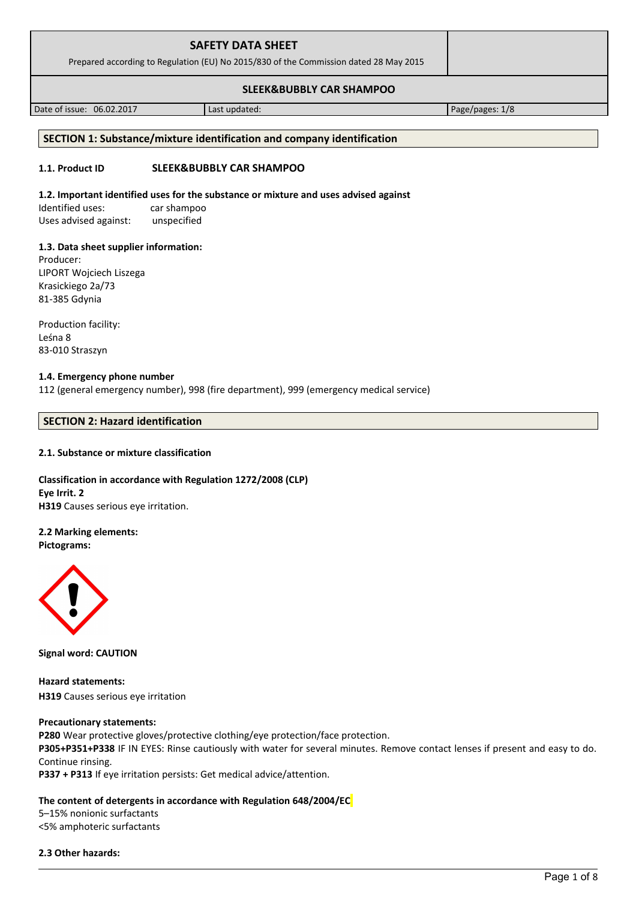# SAFETY DATA SHEET

Prepared according to Regulation (EU) No 2015/830 of the Commission dated 28 May 2015

## SLEEK&BUBBLY CAR SHAMPOO

| Date of issue: 06.02.2017 | Last updated: | Page/pages: 1/8 |
| --- | --- | --- |

## SECTION 1: Substance/mixture identification and company identification

**1.1. Product ID** **SLEEK&BUBBLY CAR SHAMPOO**

**1.2. Important identified uses for the substance or mixture and uses advised against**

Identified uses: car shampoo
Uses advised against: unspecified

**1.3. Data sheet supplier information:**

Producer:
LIPORT Wojciech Liszega
Krasickiego 2a/73
81-385 Gdynia

Production facility:
Leśna 8
83-010 Straszyn

**1.4. Emergency phone number**

112 (general emergency number), 998 (fire department), 999 (emergency medical service)

## SECTION 2: Hazard identification

**2.1. Substance or mixture classification**

**Classification in accordance with Regulation 1272/2008 (CLP)**
**Eye Irrit. 2**
**H319** Causes serious eye irritation.

**2.2 Marking elements:**
**Pictograms:**

**Signal word: CAUTION**

**Hazard statements:**
**H319** Causes serious eye irritation

**Precautionary statements:**
**P280** Wear protective gloves/protective clothing/eye protection/face protection.
**P305+P351+P338** IF IN EYES: Rinse cautiously with water for several minutes. Remove contact lenses if present and easy to do. Continue rinsing.
**P337 + P313** If eye irritation persists: Get medical advice/attention.

**The content of detergents in accordance with Regulation 648/2004/EC**

5–15% nonionic surfactants
<5% amphoteric surfactants

**2.3 Other hazards:**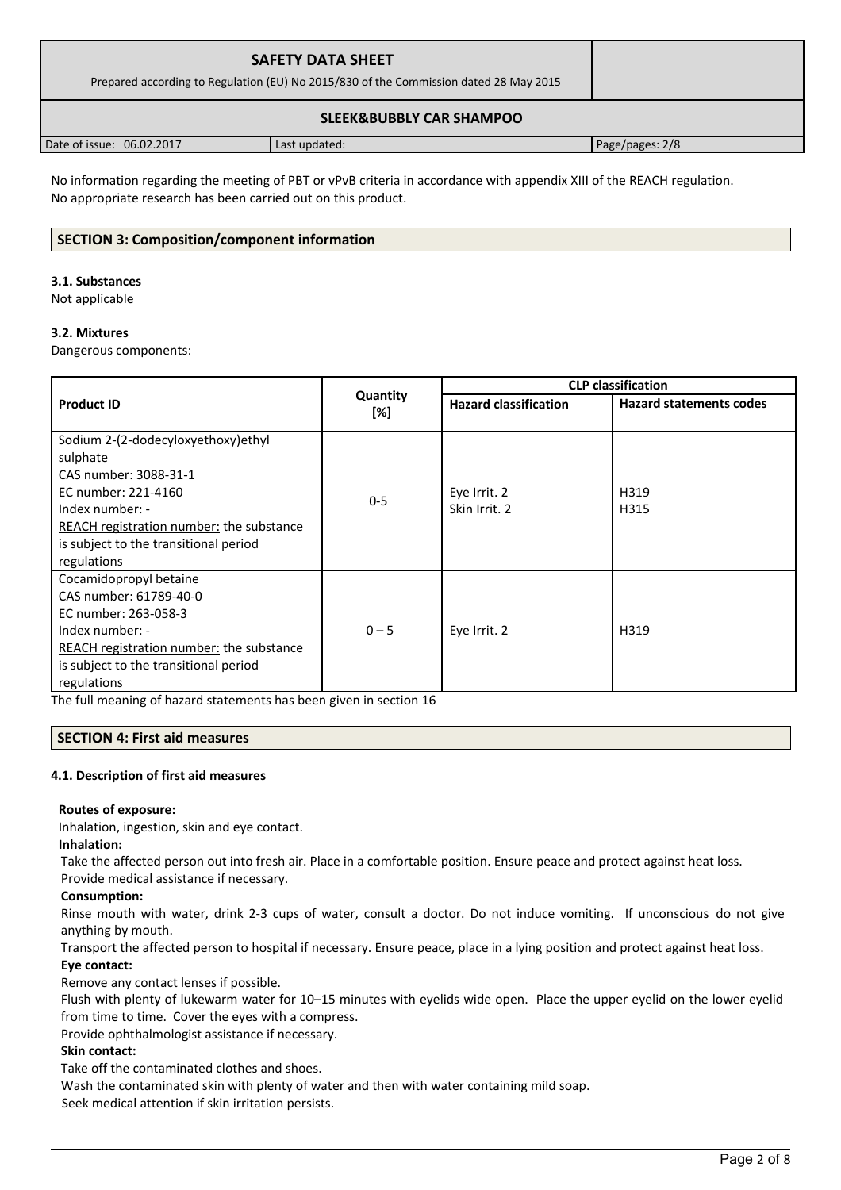No information regarding the meeting of PBT or vPvB criteria in accordance with appendix XIII of the REACH regulation.
No appropriate research has been carried out on this product.

## SECTION 3: Composition/component information

### 3.1. Substances

Not applicable

### 3.2. Mixtures

Dangerous components:

| Product ID | Quantity [%] | CLP classification | |
|---|---|---|---|
| | | **Hazard classification** | **Hazard statements codes** |
| Sodium 2-(2-dodecyloxyethoxy)ethyl sulphate<br>CAS number: 3088-31-1<br>EC number: 221-4160<br>Index number: -<br>REACH registration number: the substance is subject to the transitional period regulations | 0-5 | Eye Irrit. 2<br>Skin Irrit. 2 | H319<br>H315 |
| Cocamidopropyl betaine<br>CAS number: 61789-40-0<br>EC number: 263-058-3<br>Index number: -<br>REACH registration number: the substance is subject to the transitional period regulations | 0 – 5 | Eye Irrit. 2 | H319 |

The full meaning of hazard statements has been given in section 16

## SECTION 4: First aid measures

### 4.1. Description of first aid measures

**Routes of exposure:**

Inhalation, ingestion, skin and eye contact.

**Inhalation:**

Take the affected person out into fresh air. Place in a comfortable position. Ensure peace and protect against heat loss.
Provide medical assistance if necessary.

**Consumption:**

Rinse mouth with water, drink 2-3 cups of water, consult a doctor. Do not induce vomiting. If unconscious do not give anything by mouth.

Transport the affected person to hospital if necessary. Ensure peace, place in a lying position and protect against heat loss.

**Eye contact:**

Remove any contact lenses if possible.

Flush with plenty of lukewarm water for 10–15 minutes with eyelids wide open. Place the upper eyelid on the lower eyelid from time to time. Cover the eyes with a compress.

Provide ophthalmologist assistance if necessary.

**Skin contact:**

Take off the contaminated clothes and shoes.

Wash the contaminated skin with plenty of water and then with water containing mild soap.

Seek medical attention if skin irritation persists.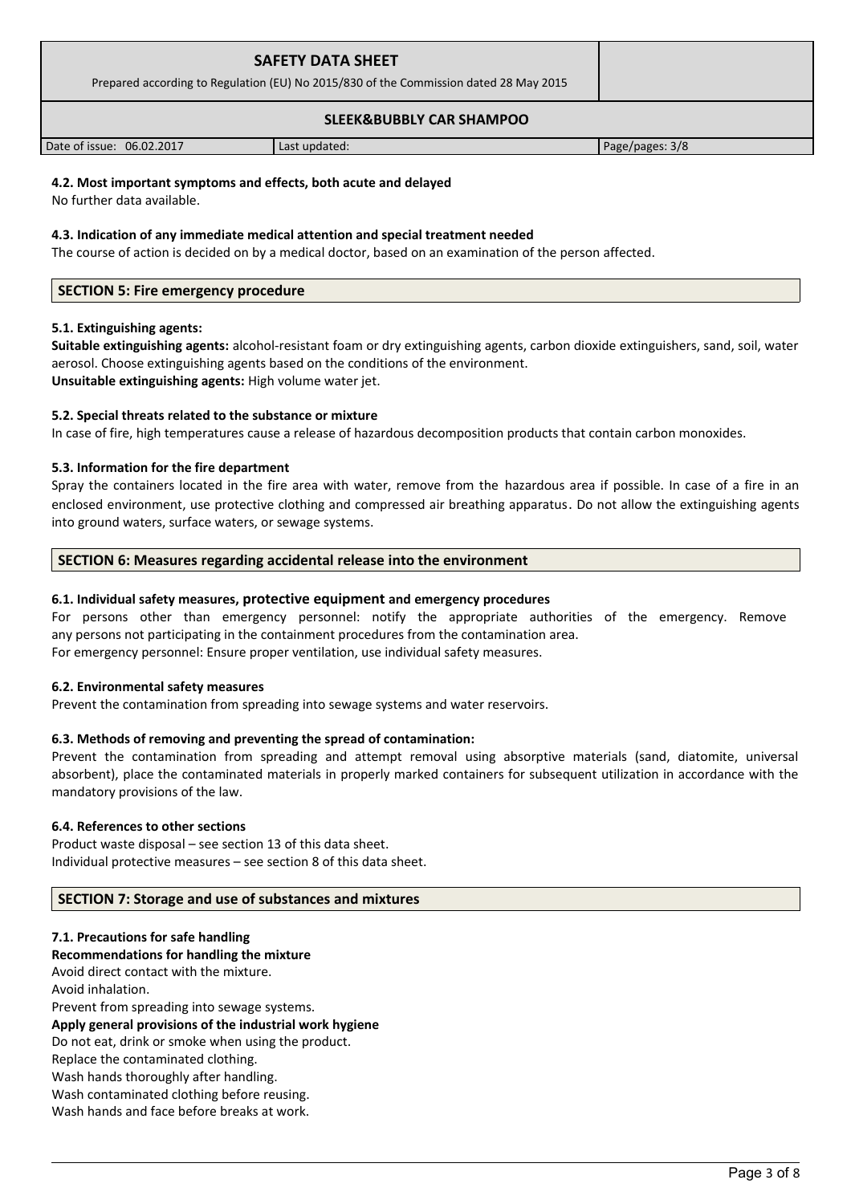### 4.2. Most important symptoms and effects, both acute and delayed

No further data available.

### 4.3. Indication of any immediate medical attention and special treatment needed

The course of action is decided on by a medical doctor, based on an examination of the person affected.

## SECTION 5: Fire emergency procedure

### 5.1. Extinguishing agents:

**Suitable extinguishing agents:** alcohol-resistant foam or dry extinguishing agents, carbon dioxide extinguishers, sand, soil, water aerosol. Choose extinguishing agents based on the conditions of the environment.
**Unsuitable extinguishing agents:** High volume water jet.

### 5.2. Special threats related to the substance or mixture

In case of fire, high temperatures cause a release of hazardous decomposition products that contain carbon monoxides.

### 5.3. Information for the fire department

Spray the containers located in the fire area with water, remove from the hazardous area if possible. In case of a fire in an enclosed environment, use protective clothing and compressed air breathing apparatus. Do not allow the extinguishing agents into ground waters, surface waters, or sewage systems.

## SECTION 6: Measures regarding accidental release into the environment

### 6.1. Individual safety measures, protective equipment and emergency procedures

For persons other than emergency personnel: notify the appropriate authorities of the emergency. Remove any persons not participating in the containment procedures from the contamination area.
For emergency personnel: Ensure proper ventilation, use individual safety measures.

### 6.2. Environmental safety measures

Prevent the contamination from spreading into sewage systems and water reservoirs.

### 6.3. Methods of removing and preventing the spread of contamination:

Prevent the contamination from spreading and attempt removal using absorptive materials (sand, diatomite, universal absorbent), place the contaminated materials in properly marked containers for subsequent utilization in accordance with the mandatory provisions of the law.

### 6.4. References to other sections

Product waste disposal – see section 13 of this data sheet.
Individual protective measures – see section 8 of this data sheet.

## SECTION 7: Storage and use of substances and mixtures

### 7.1. Precautions for safe handling

**Recommendations for handling the mixture**

Avoid direct contact with the mixture.
Avoid inhalation.
Prevent from spreading into sewage systems.

**Apply general provisions of the industrial work hygiene**

Do not eat, drink or smoke when using the product.
Replace the contaminated clothing.
Wash hands thoroughly after handling.
Wash contaminated clothing before reusing.
Wash hands and face before breaks at work.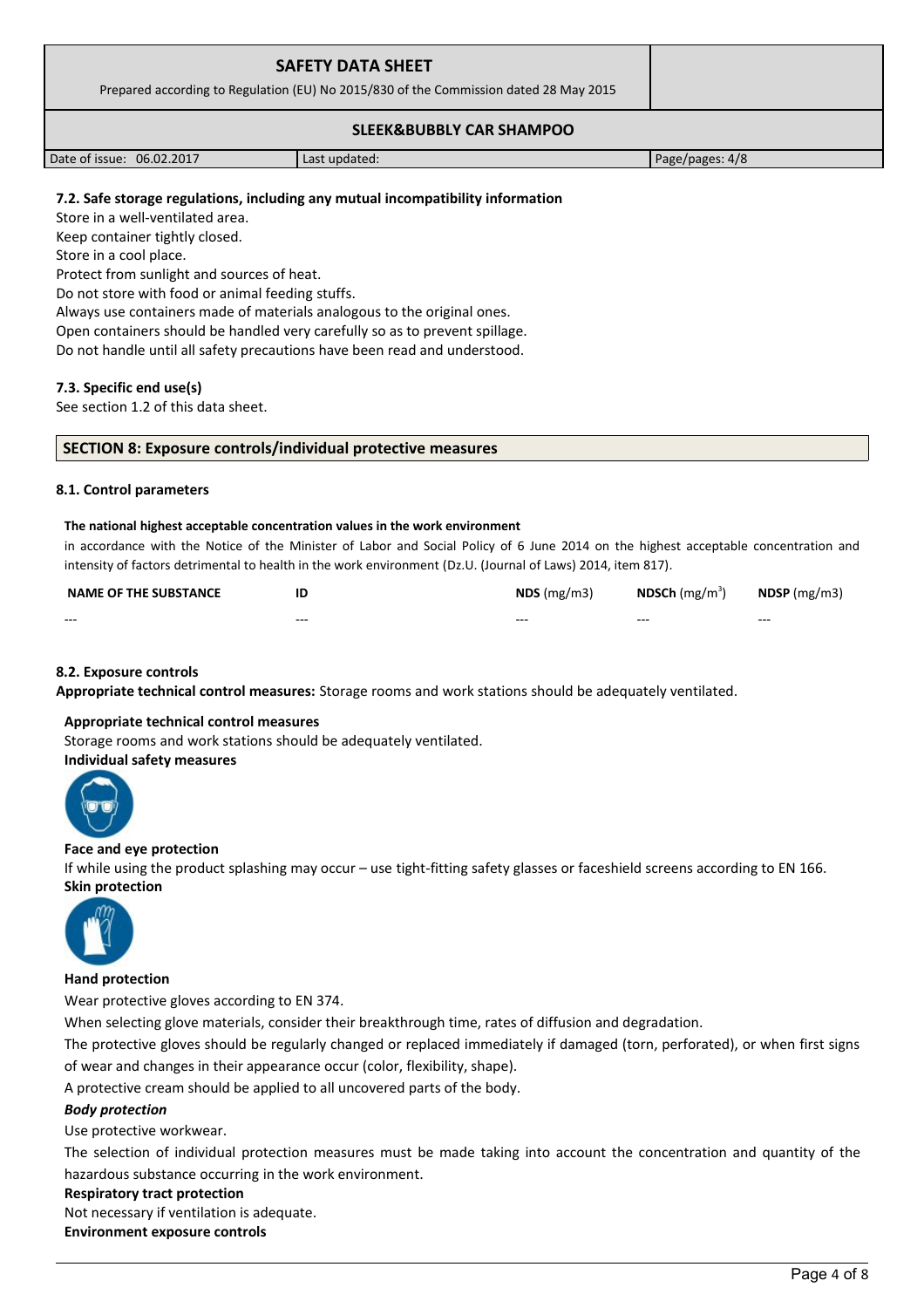#### 7.2. Safe storage regulations, including any mutual incompatibility information

Store in a well-ventilated area.
Keep container tightly closed.
Store in a cool place.
Protect from sunlight and sources of heat.
Do not store with food or animal feeding stuffs.
Always use containers made of materials analogous to the original ones.
Open containers should be handled very carefully so as to prevent spillage.
Do not handle until all safety precautions have been read and understood.

#### 7.3. Specific end use(s)

See section 1.2 of this data sheet.

## SECTION 8: Exposure controls/individual protective measures

#### 8.1. Control parameters

**The national highest acceptable concentration values in the work environment**

in accordance with the Notice of the Minister of Labor and Social Policy of 6 June 2014 on the highest acceptable concentration and intensity of factors detrimental to health in the work environment (Dz.U. (Journal of Laws) 2014, item 817).

| NAME OF THE SUBSTANCE | ID | NDS (mg/m3) | NDSCh (mg/m$^3$) | NDSP (mg/m3) |
|---|---|---|---|---|
| --- | --- | --- | --- | --- |

#### 8.2. Exposure controls

**Appropriate technical control measures:** Storage rooms and work stations should be adequately ventilated.

**Appropriate technical control measures**

Storage rooms and work stations should be adequately ventilated.

**Individual safety measures**

**Face and eye protection**

If while using the product splashing may occur – use tight-fitting safety glasses or faceshield screens according to EN 166.

**Skin protection**

**Hand protection**

Wear protective gloves according to EN 374.

When selecting glove materials, consider their breakthrough time, rates of diffusion and degradation.

The protective gloves should be regularly changed or replaced immediately if damaged (torn, perforated), or when first signs of wear and changes in their appearance occur (color, flexibility, shape).

A protective cream should be applied to all uncovered parts of the body.

***Body protection***

Use protective workwear.

The selection of individual protection measures must be made taking into account the concentration and quantity of the hazardous substance occurring in the work environment.

**Respiratory tract protection**

Not necessary if ventilation is adequate.

**Environment exposure controls**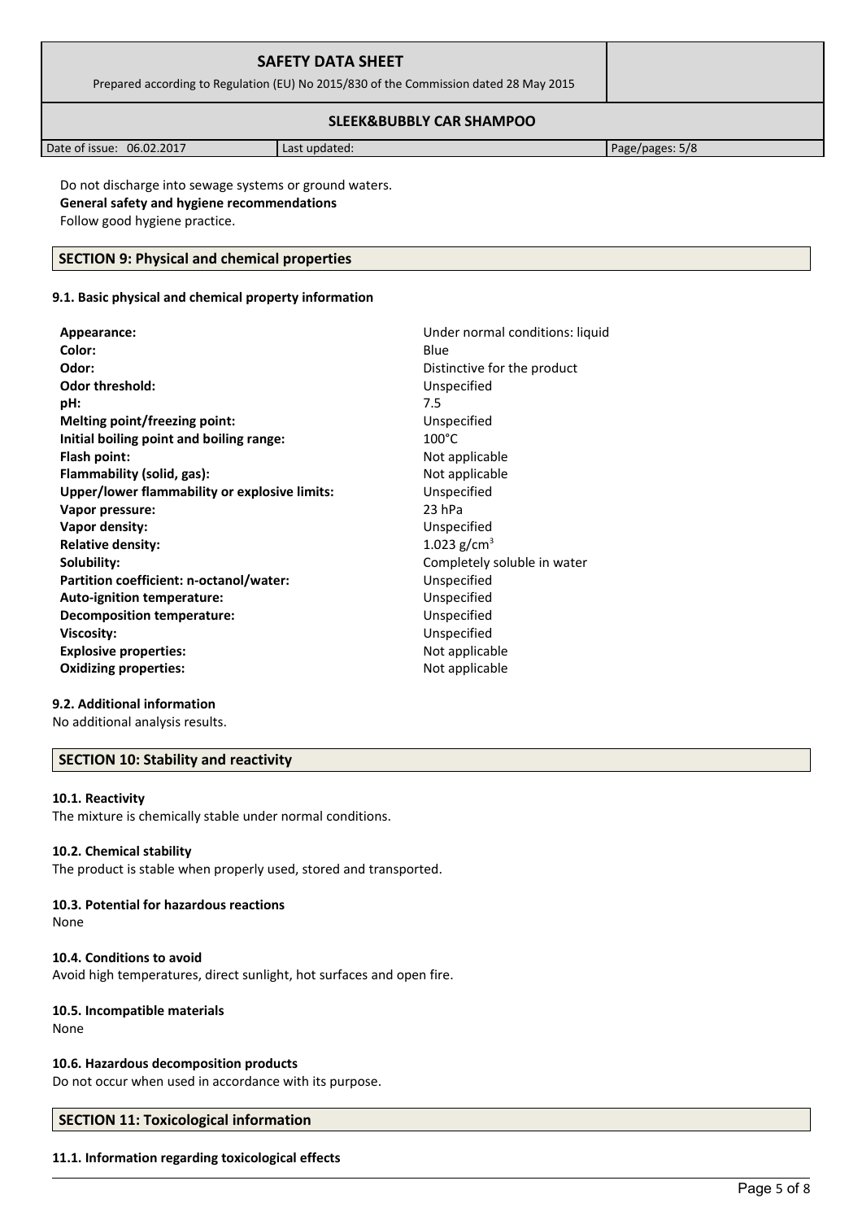Do not discharge into sewage systems or ground waters.

**General safety and hygiene recommendations**

Follow good hygiene practice.

## SECTION 9: Physical and chemical properties

### 9.1. Basic physical and chemical property information

| | |
|---|---|
| **Appearance:** | Under normal conditions: liquid |
| **Color:** | Blue |
| **Odor:** | Distinctive for the product |
| **Odor threshold:** | Unspecified |
| **pH:** | 7.5 |
| **Melting point/freezing point:** | Unspecified |
| **Initial boiling point and boiling range:** | 100°C |
| **Flash point:** | Not applicable |
| **Flammability (solid, gas):** | Not applicable |
| **Upper/lower flammability or explosive limits:** | Unspecified |
| **Vapor pressure:** | 23 hPa |
| **Vapor density:** | Unspecified |
| **Relative density:** | 1.023 $g/cm^3$ |
| **Solubility:** | Completely soluble in water |
| **Partition coefficient: n-octanol/water:** | Unspecified |
| **Auto-ignition temperature:** | Unspecified |
| **Decomposition temperature:** | Unspecified |
| **Viscosity:** | Unspecified |
| **Explosive properties:** | Not applicable |
| **Oxidizing properties:** | Not applicable |

### 9.2. Additional information

No additional analysis results.

## SECTION 10: Stability and reactivity

### 10.1. Reactivity

The mixture is chemically stable under normal conditions.

### 10.2. Chemical stability

The product is stable when properly used, stored and transported.

### 10.3. Potential for hazardous reactions

None

### 10.4. Conditions to avoid

Avoid high temperatures, direct sunlight, hot surfaces and open fire.

### 10.5. Incompatible materials

None

### 10.6. Hazardous decomposition products

Do not occur when used in accordance with its purpose.

## SECTION 11: Toxicological information

### 11.1. Information regarding toxicological effects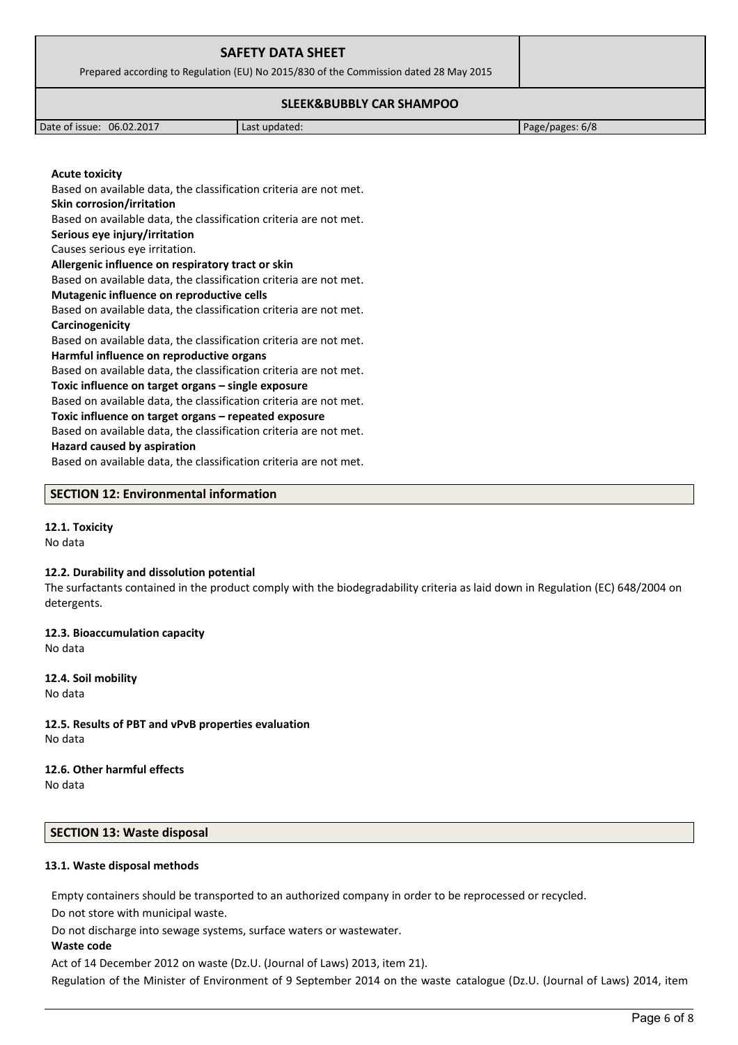**Acute toxicity**

Based on available data, the classification criteria are not met.

**Skin corrosion/irritation**

Based on available data, the classification criteria are not met.

**Serious eye injury/irritation**

Causes serious eye irritation.

**Allergenic influence on respiratory tract or skin**

Based on available data, the classification criteria are not met.

**Mutagenic influence on reproductive cells**

Based on available data, the classification criteria are not met.

**Carcinogenicity**

Based on available data, the classification criteria are not met.

**Harmful influence on reproductive organs**

Based on available data, the classification criteria are not met.

**Toxic influence on target organs – single exposure**

Based on available data, the classification criteria are not met.

**Toxic influence on target organs – repeated exposure**

Based on available data, the classification criteria are not met.

**Hazard caused by aspiration**

Based on available data, the classification criteria are not met.

## SECTION 12: Environmental information

### 12.1. Toxicity

No data

### 12.2. Durability and dissolution potential

The surfactants contained in the product comply with the biodegradability criteria as laid down in Regulation (EC) 648/2004 on detergents.

### 12.3. Bioaccumulation capacity

No data

### 12.4. Soil mobility

No data

### 12.5. Results of PBT and vPvB properties evaluation

No data

### 12.6. Other harmful effects

No data

## SECTION 13: Waste disposal

### 13.1. Waste disposal methods

Empty containers should be transported to an authorized company in order to be reprocessed or recycled.

Do not store with municipal waste.

Do not discharge into sewage systems, surface waters or wastewater.

**Waste code**

Act of 14 December 2012 on waste (Dz.U. (Journal of Laws) 2013, item 21).

Regulation of the Minister of Environment of 9 September 2014 on the waste catalogue (Dz.U. (Journal of Laws) 2014, item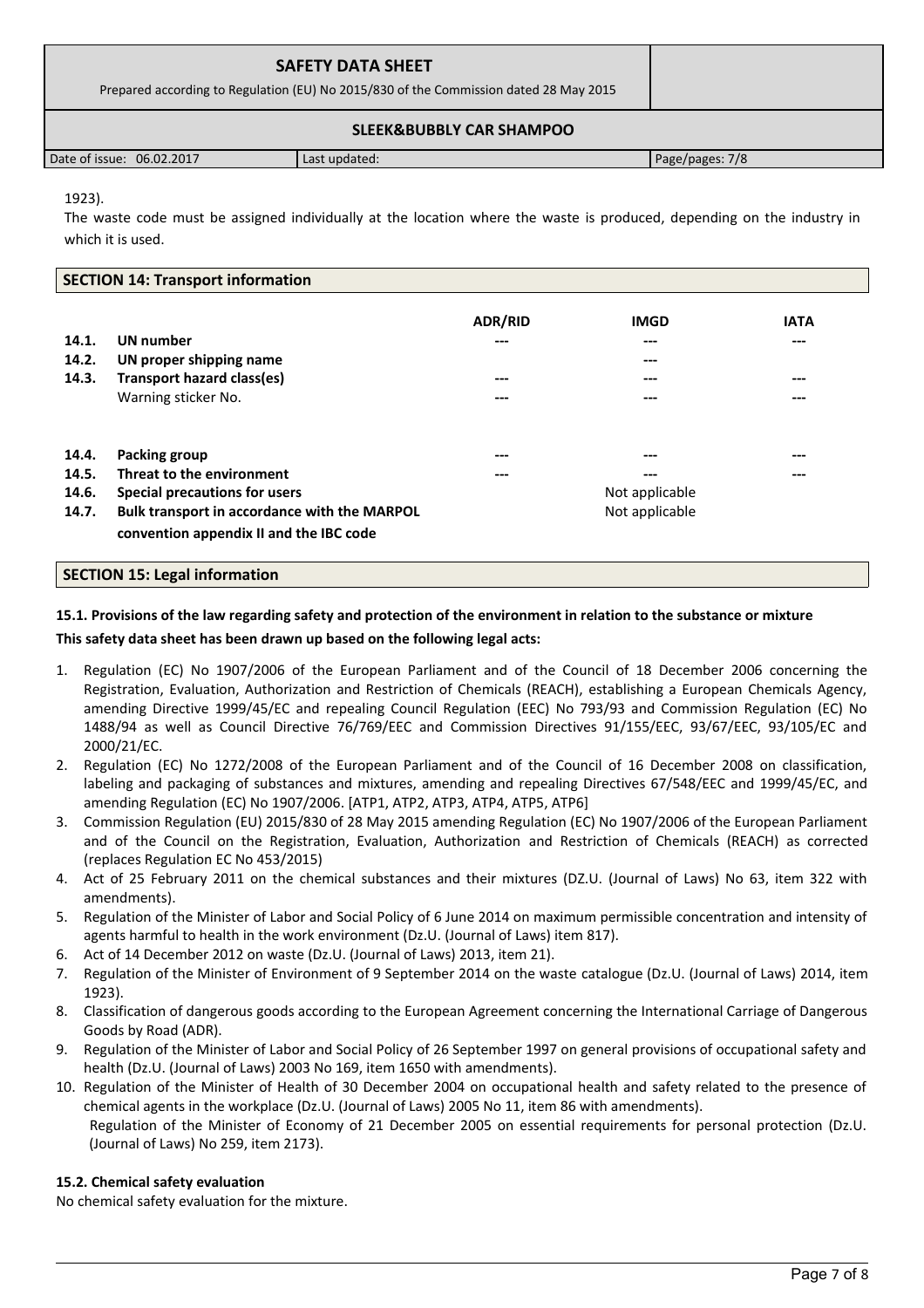1923).

The waste code must be assigned individually at the location where the waste is produced, depending on the industry in which it is used.

## SECTION 14: Transport information

| | | ADR/RID | IMGD | IATA |
|---|---|---|---|---|
| **14.1.** | **UN number** | --- | --- | --- |
| **14.2.** | **UN proper shipping name** | | --- | |
| **14.3.** | **Transport hazard class(es)** | --- | --- | --- |
| | Warning sticker No. | --- | --- | --- |
| **14.4.** | **Packing group** | --- | --- | --- |
| **14.5.** | **Threat to the environment** | --- | --- | --- |
| **14.6.** | **Special precautions for users** | | Not applicable | |
| **14.7.** | **Bulk transport in accordance with the MARPOL convention appendix II and the IBC code** | | Not applicable | |

## SECTION 15: Legal information

**15.1. Provisions of the law regarding safety and protection of the environment in relation to the substance or mixture**

**This safety data sheet has been drawn up based on the following legal acts:**

1. Regulation (EC) No 1907/2006 of the European Parliament and of the Council of 18 December 2006 concerning the Registration, Evaluation, Authorization and Restriction of Chemicals (REACH), establishing a European Chemicals Agency, amending Directive 1999/45/EC and repealing Council Regulation (EEC) No 793/93 and Commission Regulation (EC) No 1488/94 as well as Council Directive 76/769/EEC and Commission Directives 91/155/EEC, 93/67/EEC, 93/105/EC and 2000/21/EC.
2. Regulation (EC) No 1272/2008 of the European Parliament and of the Council of 16 December 2008 on classification, labeling and packaging of substances and mixtures, amending and repealing Directives 67/548/EEC and 1999/45/EC, and amending Regulation (EC) No 1907/2006. [ATP1, ATP2, ATP3, ATP4, ATP5, ATP6]
3. Commission Regulation (EU) 2015/830 of 28 May 2015 amending Regulation (EC) No 1907/2006 of the European Parliament and of the Council on the Registration, Evaluation, Authorization and Restriction of Chemicals (REACH) as corrected (replaces Regulation EC No 453/2015)
4. Act of 25 February 2011 on the chemical substances and their mixtures (DZ.U. (Journal of Laws) No 63, item 322 with amendments).
5. Regulation of the Minister of Labor and Social Policy of 6 June 2014 on maximum permissible concentration and intensity of agents harmful to health in the work environment (Dz.U. (Journal of Laws) item 817).
6. Act of 14 December 2012 on waste (Dz.U. (Journal of Laws) 2013, item 21).
7. Regulation of the Minister of Environment of 9 September 2014 on the waste catalogue (Dz.U. (Journal of Laws) 2014, item 1923).
8. Classification of dangerous goods according to the European Agreement concerning the International Carriage of Dangerous Goods by Road (ADR).
9. Regulation of the Minister of Labor and Social Policy of 26 September 1997 on general provisions of occupational safety and health (Dz.U. (Journal of Laws) 2003 No 169, item 1650 with amendments).
10. Regulation of the Minister of Health of 30 December 2004 on occupational health and safety related to the presence of chemical agents in the workplace (Dz.U. (Journal of Laws) 2005 No 11, item 86 with amendments).
    Regulation of the Minister of Economy of 21 December 2005 on essential requirements for personal protection (Dz.U. (Journal of Laws) No 259, item 2173).

**15.2. Chemical safety evaluation**

No chemical safety evaluation for the mixture.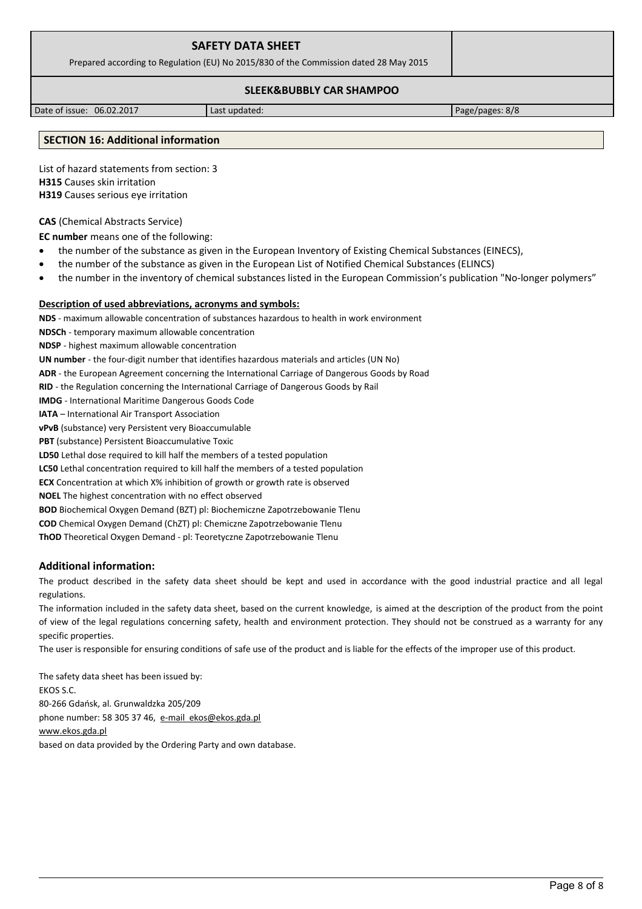## SECTION 16: Additional information

List of hazard statements from section: 3
**H315** Causes skin irritation
**H319** Causes serious eye irritation

**CAS** (Chemical Abstracts Service)

**EC number** means one of the following:

- the number of the substance as given in the European Inventory of Existing Chemical Substances (EINECS),
- the number of the substance as given in the European List of Notified Chemical Substances (ELINCS)
- the number in the inventory of chemical substances listed in the European Commission's publication "No-longer polymers"

**Description of used abbreviations, acronyms and symbols:**

**NDS** - maximum allowable concentration of substances hazardous to health in work environment
**NDSCh** - temporary maximum allowable concentration
**NDSP** - highest maximum allowable concentration
**UN number** - the four-digit number that identifies hazardous materials and articles (UN No)
**ADR** - the European Agreement concerning the International Carriage of Dangerous Goods by Road
**RID** - the Regulation concerning the International Carriage of Dangerous Goods by Rail
**IMDG** - International Maritime Dangerous Goods Code
**IATA** – International Air Transport Association
**vPvB** (substance) very Persistent very Bioaccumulable
**PBT** (substance) Persistent Bioaccumulative Toxic
**LD50** Lethal dose required to kill half the members of a tested population
**LC50** Lethal concentration required to kill half the members of a tested population
**ECX** Concentration at which X% inhibition of growth or growth rate is observed
**NOEL** The highest concentration with no effect observed
**BOD** Biochemical Oxygen Demand (BZT) pl: Biochemiczne Zapotrzebowanie Tlenu
**COD** Chemical Oxygen Demand (ChZT) pl: Chemiczne Zapotrzebowanie Tlenu
**ThOD** Theoretical Oxygen Demand - pl: Teoretyczne Zapotrzebowanie Tlenu

### Additional information:

The product described in the safety data sheet should be kept and used in accordance with the good industrial practice and all legal regulations.

The information included in the safety data sheet, based on the current knowledge, is aimed at the description of the product from the point of view of the legal regulations concerning safety, health and environment protection. They should not be construed as a warranty for any specific properties.

The user is responsible for ensuring conditions of safe use of the product and is liable for the effects of the improper use of this product.

The safety data sheet has been issued by:
EKOS S.C.
80-266 Gdańsk, al. Grunwaldzka 205/209
phone number: 58 305 37 46, e-mail ekos@ekos.gda.pl
www.ekos.gda.pl
based on data provided by the Ordering Party and own database.